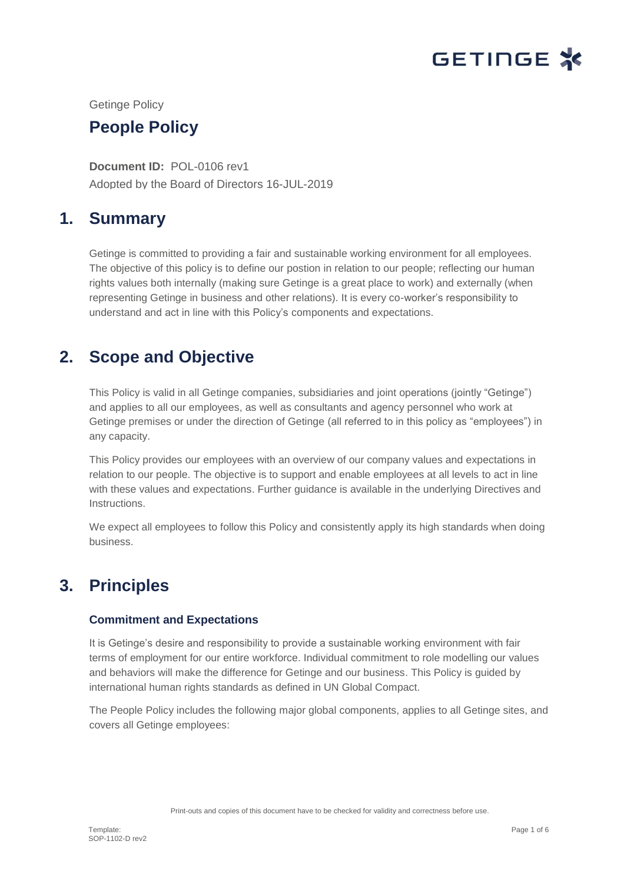Getinge Policy

# People Policy

**Document ID:** POL-0106 rev1
Adopted by the Board of Directors 16-JUL-2019

## 1. Summary

Getinge is committed to providing a fair and sustainable working environment for all employees. The objective of this policy is to define our postion in relation to our people; reflecting our human rights values both internally (making sure Getinge is a great place to work) and externally (when representing Getinge in business and other relations). It is every co-worker's responsibility to understand and act in line with this Policy's components and expectations.

## 2. Scope and Objective

This Policy is valid in all Getinge companies, subsidiaries and joint operations (jointly "Getinge") and applies to all our employees, as well as consultants and agency personnel who work at Getinge premises or under the direction of Getinge (all referred to in this policy as "employees") in any capacity.

This Policy provides our employees with an overview of our company values and expectations in relation to our people. The objective is to support and enable employees at all levels to act in line with these values and expectations. Further guidance is available in the underlying Directives and Instructions.

We expect all employees to follow this Policy and consistently apply its high standards when doing business.

## 3. Principles

### Commitment and Expectations

It is Getinge's desire and responsibility to provide a sustainable working environment with fair terms of employment for our entire workforce. Individual commitment to role modelling our values and behaviors will make the difference for Getinge and our business. This Policy is guided by international human rights standards as defined in UN Global Compact.

The People Policy includes the following major global components, applies to all Getinge sites, and covers all Getinge employees: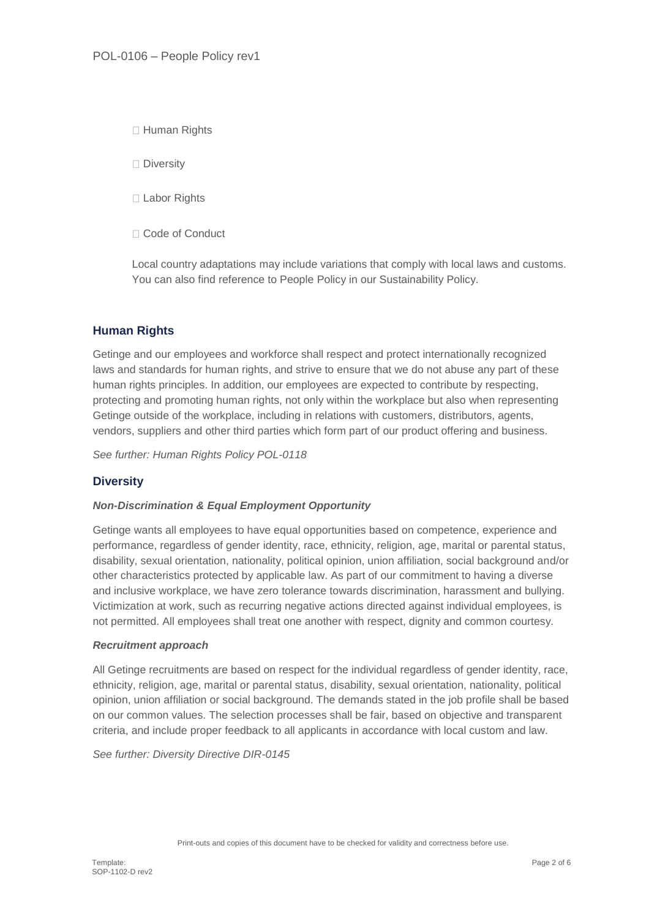- Human Rights
- Diversity
- Labor Rights
- Code of Conduct

Local country adaptations may include variations that comply with local laws and customs. You can also find reference to People Policy in our Sustainability Policy.

## Human Rights

Getinge and our employees and workforce shall respect and protect internationally recognized laws and standards for human rights, and strive to ensure that we do not abuse any part of these human rights principles. In addition, our employees are expected to contribute by respecting, protecting and promoting human rights, not only within the workplace but also when representing Getinge outside of the workplace, including in relations with customers, distributors, agents, vendors, suppliers and other third parties which form part of our product offering and business.

*See further: Human Rights Policy POL-0118*

## Diversity

### *Non-Discrimination & Equal Employment Opportunity*

Getinge wants all employees to have equal opportunities based on competence, experience and performance, regardless of gender identity, race, ethnicity, religion, age, marital or parental status, disability, sexual orientation, nationality, political opinion, union affiliation, social background and/or other characteristics protected by applicable law. As part of our commitment to having a diverse and inclusive workplace, we have zero tolerance towards discrimination, harassment and bullying. Victimization at work, such as recurring negative actions directed against individual employees, is not permitted. All employees shall treat one another with respect, dignity and common courtesy.

### *Recruitment approach*

All Getinge recruitments are based on respect for the individual regardless of gender identity, race, ethnicity, religion, age, marital or parental status, disability, sexual orientation, nationality, political opinion, union affiliation or social background. The demands stated in the job profile shall be based on our common values. The selection processes shall be fair, based on objective and transparent criteria, and include proper feedback to all applicants in accordance with local custom and law.

*See further: Diversity Directive DIR-0145*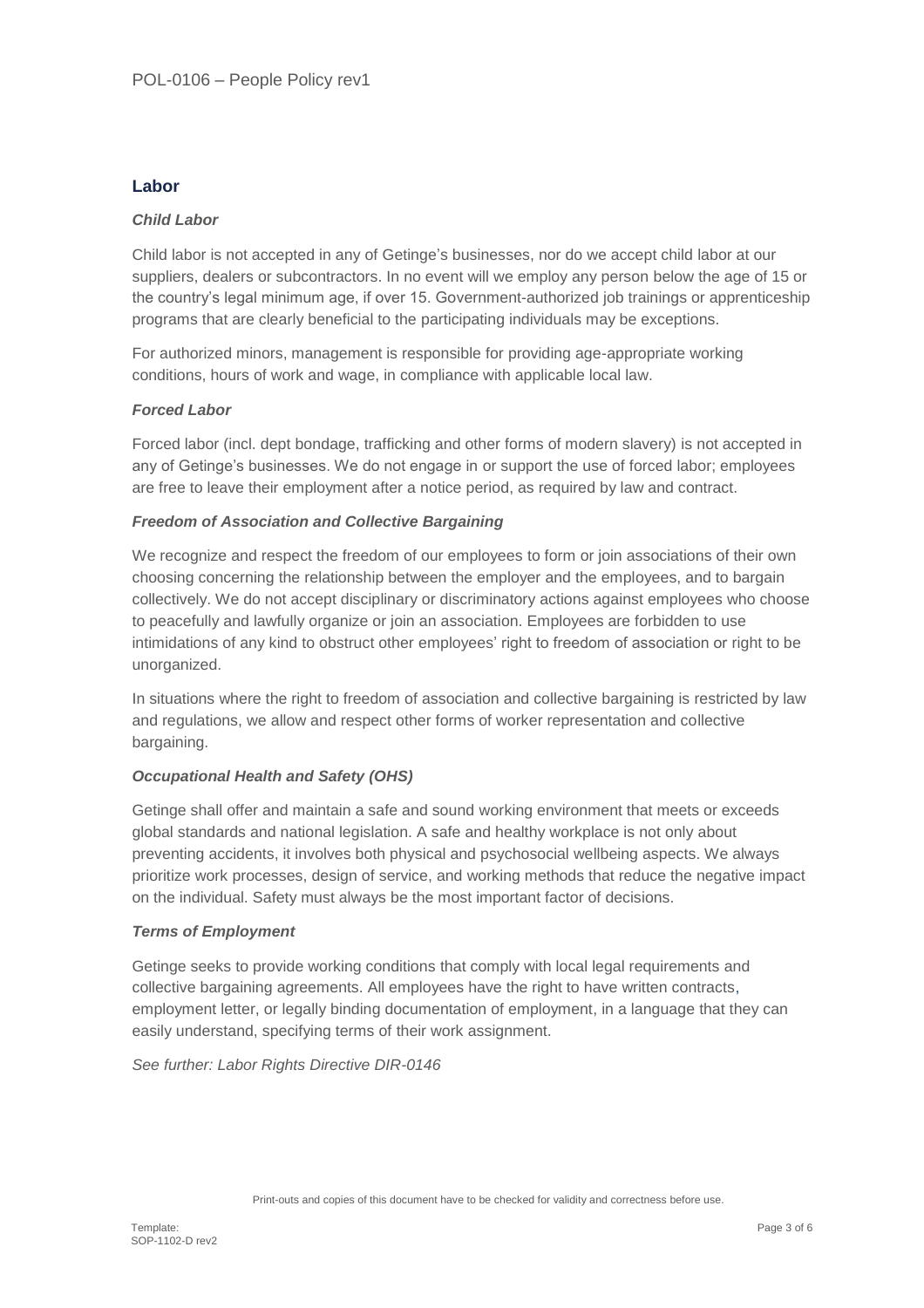## Labor

### *Child Labor*

Child labor is not accepted in any of Getinge's businesses, nor do we accept child labor at our suppliers, dealers or subcontractors. In no event will we employ any person below the age of 15 or the country's legal minimum age, if over 15. Government-authorized job trainings or apprenticeship programs that are clearly beneficial to the participating individuals may be exceptions.

For authorized minors, management is responsible for providing age-appropriate working conditions, hours of work and wage, in compliance with applicable local law.

### *Forced Labor*

Forced labor (incl. dept bondage, trafficking and other forms of modern slavery) is not accepted in any of Getinge's businesses. We do not engage in or support the use of forced labor; employees are free to leave their employment after a notice period, as required by law and contract.

### *Freedom of Association and Collective Bargaining*

We recognize and respect the freedom of our employees to form or join associations of their own choosing concerning the relationship between the employer and the employees, and to bargain collectively. We do not accept disciplinary or discriminatory actions against employees who choose to peacefully and lawfully organize or join an association. Employees are forbidden to use intimidations of any kind to obstruct other employees' right to freedom of association or right to be unorganized.

In situations where the right to freedom of association and collective bargaining is restricted by law and regulations, we allow and respect other forms of worker representation and collective bargaining.

### *Occupational Health and Safety (OHS)*

Getinge shall offer and maintain a safe and sound working environment that meets or exceeds global standards and national legislation. A safe and healthy workplace is not only about preventing accidents, it involves both physical and psychosocial wellbeing aspects. We always prioritize work processes, design of service, and working methods that reduce the negative impact on the individual. Safety must always be the most important factor of decisions.

### *Terms of Employment*

Getinge seeks to provide working conditions that comply with local legal requirements and collective bargaining agreements. All employees have the right to have written contracts, employment letter, or legally binding documentation of employment, in a language that they can easily understand, specifying terms of their work assignment.

*See further: Labor Rights Directive DIR-0146*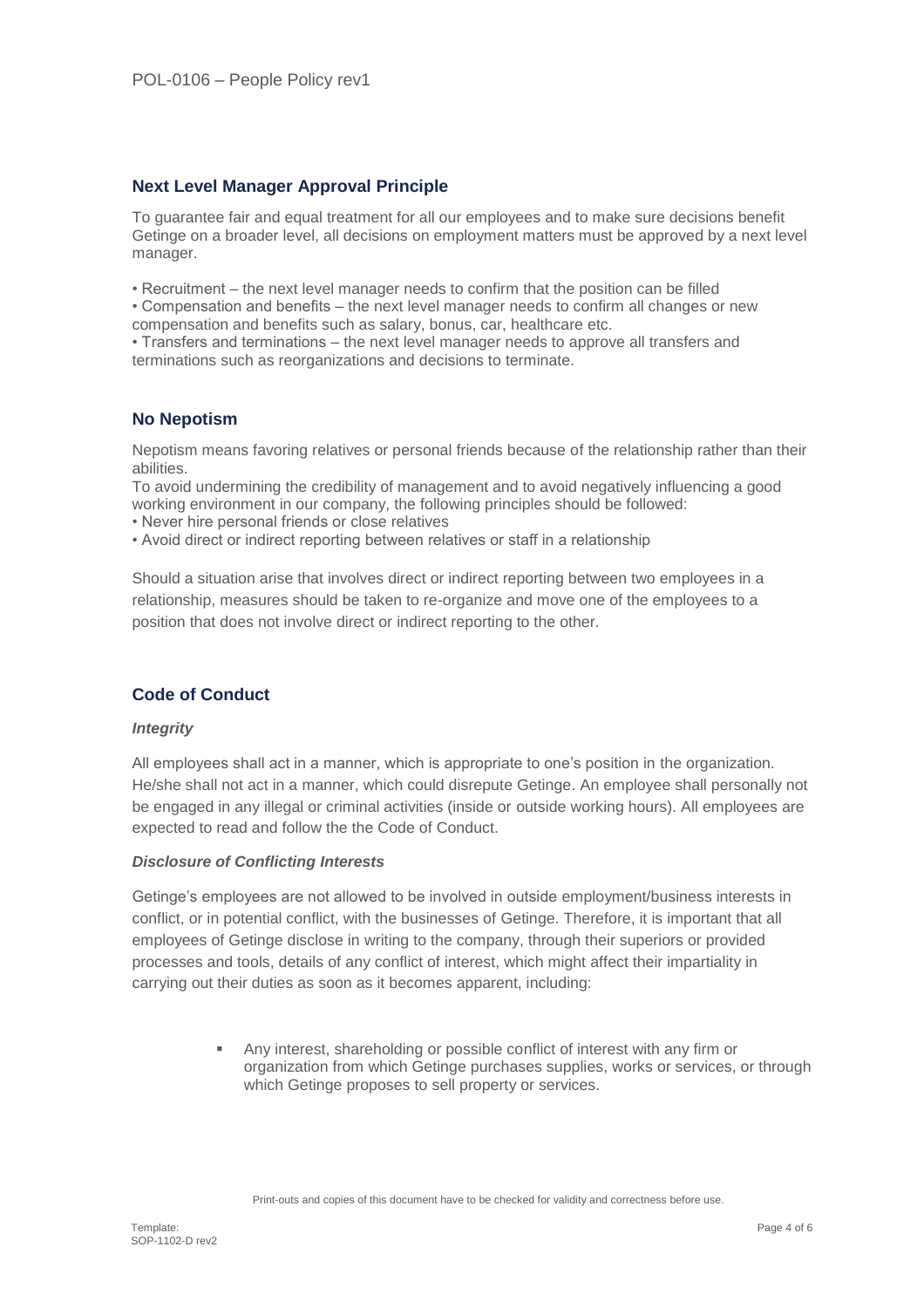## Next Level Manager Approval Principle

To guarantee fair and equal treatment for all our employees and to make sure decisions benefit Getinge on a broader level, all decisions on employment matters must be approved by a next level manager.

- Recruitment – the next level manager needs to confirm that the position can be filled
- Compensation and benefits – the next level manager needs to confirm all changes or new compensation and benefits such as salary, bonus, car, healthcare etc.
- Transfers and terminations – the next level manager needs to approve all transfers and terminations such as reorganizations and decisions to terminate.

## No Nepotism

Nepotism means favoring relatives or personal friends because of the relationship rather than their abilities.
To avoid undermining the credibility of management and to avoid negatively influencing a good working environment in our company, the following principles should be followed:

- Never hire personal friends or close relatives
- Avoid direct or indirect reporting between relatives or staff in a relationship

Should a situation arise that involves direct or indirect reporting between two employees in a relationship, measures should be taken to re-organize and move one of the employees to a position that does not involve direct or indirect reporting to the other.

## Code of Conduct

### *Integrity*

All employees shall act in a manner, which is appropriate to one's position in the organization. He/she shall not act in a manner, which could disrepute Getinge. An employee shall personally not be engaged in any illegal or criminal activities (inside or outside working hours). All employees are expected to read and follow the the Code of Conduct.

### *Disclosure of Conflicting Interests*

Getinge's employees are not allowed to be involved in outside employment/business interests in conflict, or in potential conflict, with the businesses of Getinge. Therefore, it is important that all employees of Getinge disclose in writing to the company, through their superiors or provided processes and tools, details of any conflict of interest, which might affect their impartiality in carrying out their duties as soon as it becomes apparent, including:

- Any interest, shareholding or possible conflict of interest with any firm or organization from which Getinge purchases supplies, works or services, or through which Getinge proposes to sell property or services.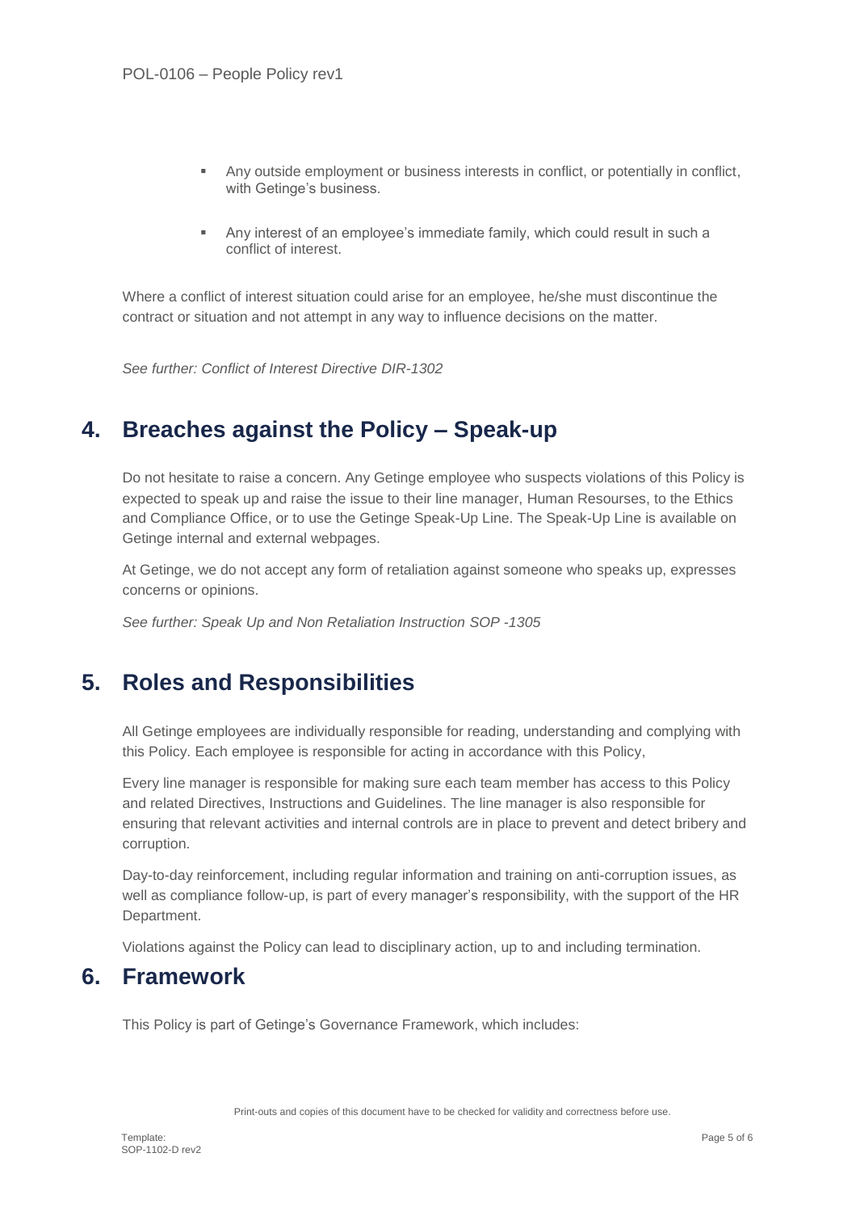- Any outside employment or business interests in conflict, or potentially in conflict, with Getinge's business.
- Any interest of an employee's immediate family, which could result in such a conflict of interest.

Where a conflict of interest situation could arise for an employee, he/she must discontinue the contract or situation and not attempt in any way to influence decisions on the matter.

*See further: Conflict of Interest Directive DIR-1302*

# 4. Breaches against the Policy – Speak-up

Do not hesitate to raise a concern. Any Getinge employee who suspects violations of this Policy is expected to speak up and raise the issue to their line manager, Human Resourses, to the Ethics and Compliance Office, or to use the Getinge Speak-Up Line. The Speak-Up Line is available on Getinge internal and external webpages.

At Getinge, we do not accept any form of retaliation against someone who speaks up, expresses concerns or opinions.

*See further: Speak Up and Non Retaliation Instruction SOP -1305*

# 5. Roles and Responsibilities

All Getinge employees are individually responsible for reading, understanding and complying with this Policy. Each employee is responsible for acting in accordance with this Policy,

Every line manager is responsible for making sure each team member has access to this Policy and related Directives, Instructions and Guidelines. The line manager is also responsible for ensuring that relevant activities and internal controls are in place to prevent and detect bribery and corruption.

Day-to-day reinforcement, including regular information and training on anti-corruption issues, as well as compliance follow-up, is part of every manager's responsibility, with the support of the HR Department.

Violations against the Policy can lead to disciplinary action, up to and including termination.

# 6. Framework

This Policy is part of Getinge's Governance Framework, which includes: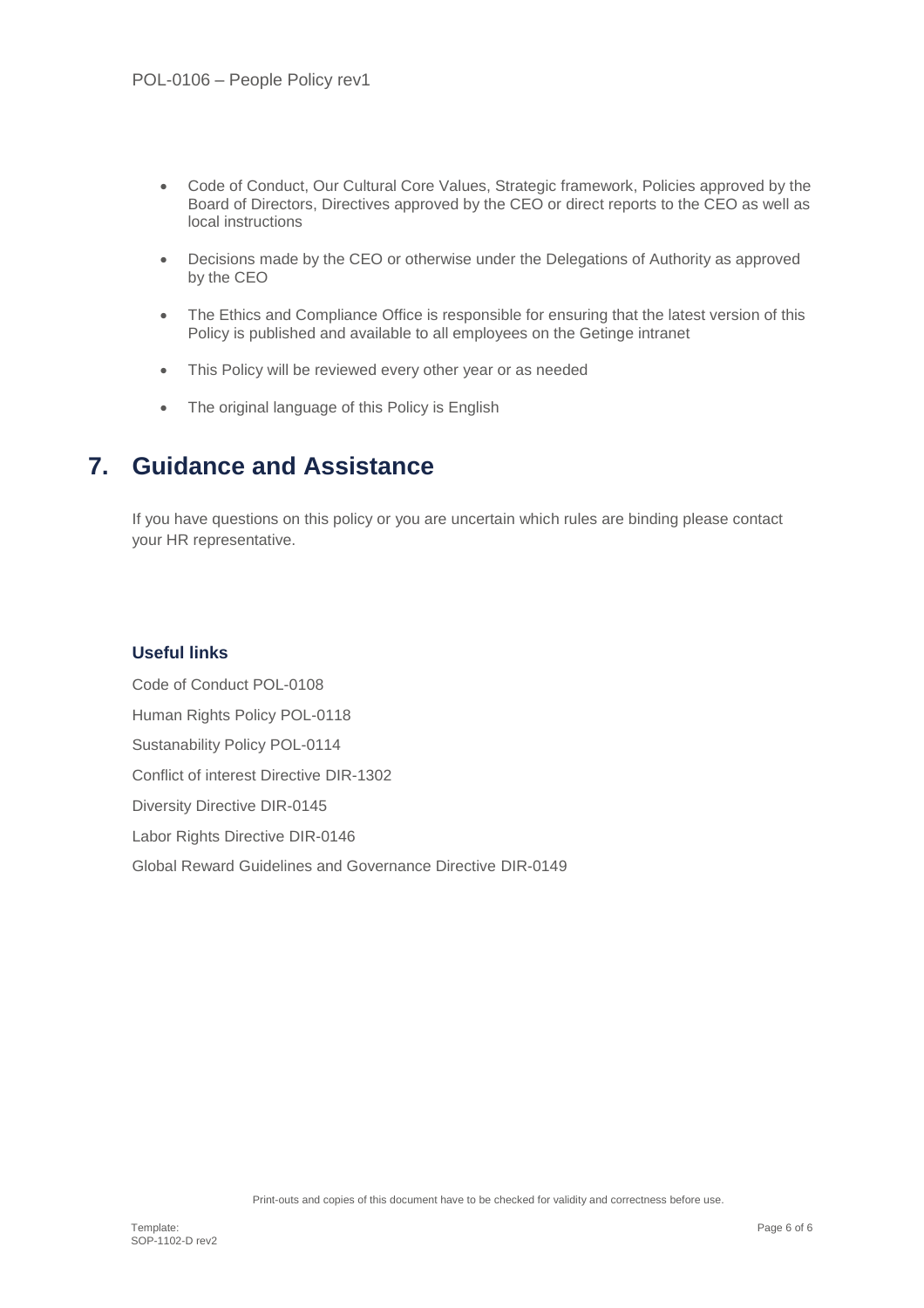- Code of Conduct, Our Cultural Core Values, Strategic framework, Policies approved by the Board of Directors, Directives approved by the CEO or direct reports to the CEO as well as local instructions
- Decisions made by the CEO or otherwise under the Delegations of Authority as approved by the CEO
- The Ethics and Compliance Office is responsible for ensuring that the latest version of this Policy is published and available to all employees on the Getinge intranet
- This Policy will be reviewed every other year or as needed
- The original language of this Policy is English

# 7. Guidance and Assistance

If you have questions on this policy or you are uncertain which rules are binding please contact your HR representative.

### Useful links

Code of Conduct POL-0108

Human Rights Policy POL-0118

Sustanability Policy POL-0114

Conflict of interest Directive DIR-1302

Diversity Directive DIR-0145

Labor Rights Directive DIR-0146

Global Reward Guidelines and Governance Directive DIR-0149

Print-outs and copies of this document have to be checked for validity and correctness before use.

Template:
SOP-1102-D rev2